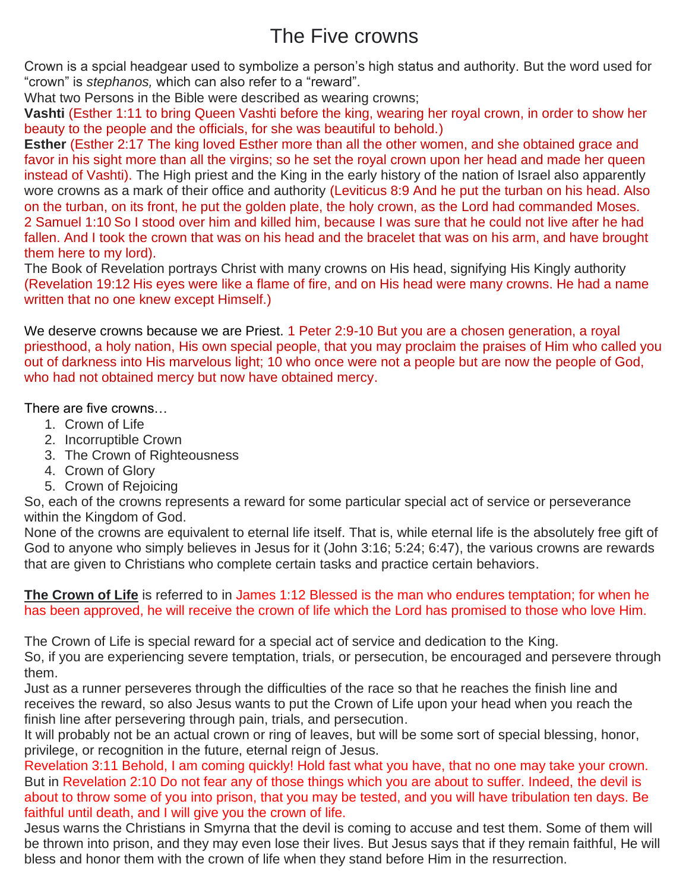# The Five crowns

Crown is a spcial headgear used to symbolize a person's high status and authority. But the word used for "crown" is *stephanos,* which can also refer to a "reward".

What two Persons in the Bible were described as wearing crowns;

**Vashti** (Esther 1:11 to bring Queen Vashti before the king, wearing her royal crown, in order to show her beauty to the people and the officials, for she was beautiful to behold.)

**Esther** (Esther 2:17 The king loved Esther more than all the other women, and she obtained grace and favor in his sight more than all the virgins; so he set the royal crown upon her head and made her queen instead of Vashti). The High priest and the King in the early history of the nation of Israel also apparently wore crowns as a mark of their office and authority (Leviticus 8:9 And he put the turban on his head. Also on the turban, on its front, he put the golden plate, the holy crown, as the Lord had commanded Moses. 2 Samuel 1:10 So I stood over him and killed him, because I was sure that he could not live after he had fallen. And I took the crown that was on his head and the bracelet that was on his arm, and have brought them here to my lord).

The Book of Revelation portrays Christ with many crowns on His head, signifying His Kingly authority (Revelation 19:12 His eyes were like a flame of fire, and on His head were many crowns. He had a name written that no one knew except Himself.)

We deserve crowns because we are Priest. 1 Peter 2:9-10 But you are a chosen generation, a royal priesthood, a holy nation, His own special people, that you may proclaim the praises of Him who called you out of darkness into His marvelous light; 10 who once were not a people but are now the people of God, who had not obtained mercy but now have obtained mercy.

There are five crowns…

1. Crown of Life
2. Incorruptible Crown
3. The Crown of Righteousness
4. Crown of Glory
5. Crown of Rejoicing

So, each of the crowns represents a reward for some particular special act of service or perseverance within the Kingdom of God.

None of the crowns are equivalent to eternal life itself. That is, while eternal life is the absolutely free gift of God to anyone who simply believes in Jesus for it (John 3:16; 5:24; 6:47), the various crowns are rewards that are given to Christians who complete certain tasks and practice certain behaviors.

**<u>The Crown of Life</u>** is referred to in James 1:12 Blessed is the man who endures temptation; for when he has been approved, he will receive the crown of life which the Lord has promised to those who love Him.

The Crown of Life is special reward for a special act of service and dedication to the King.

So, if you are experiencing severe temptation, trials, or persecution, be encouraged and persevere through them.

Just as a runner perseveres through the difficulties of the race so that he reaches the finish line and receives the reward, so also Jesus wants to put the Crown of Life upon your head when you reach the finish line after persevering through pain, trials, and persecution.

It will probably not be an actual crown or ring of leaves, but will be some sort of special blessing, honor, privilege, or recognition in the future, eternal reign of Jesus.

Revelation 3:11 Behold, I am coming quickly! Hold fast what you have, that no one may take your crown.

But in Revelation 2:10 Do not fear any of those things which you are about to suffer. Indeed, the devil is about to throw some of you into prison, that you may be tested, and you will have tribulation ten days. Be faithful until death, and I will give you the crown of life.

Jesus warns the Christians in Smyrna that the devil is coming to accuse and test them. Some of them will be thrown into prison, and they may even lose their lives. But Jesus says that if they remain faithful, He will bless and honor them with the crown of life when they stand before Him in the resurrection.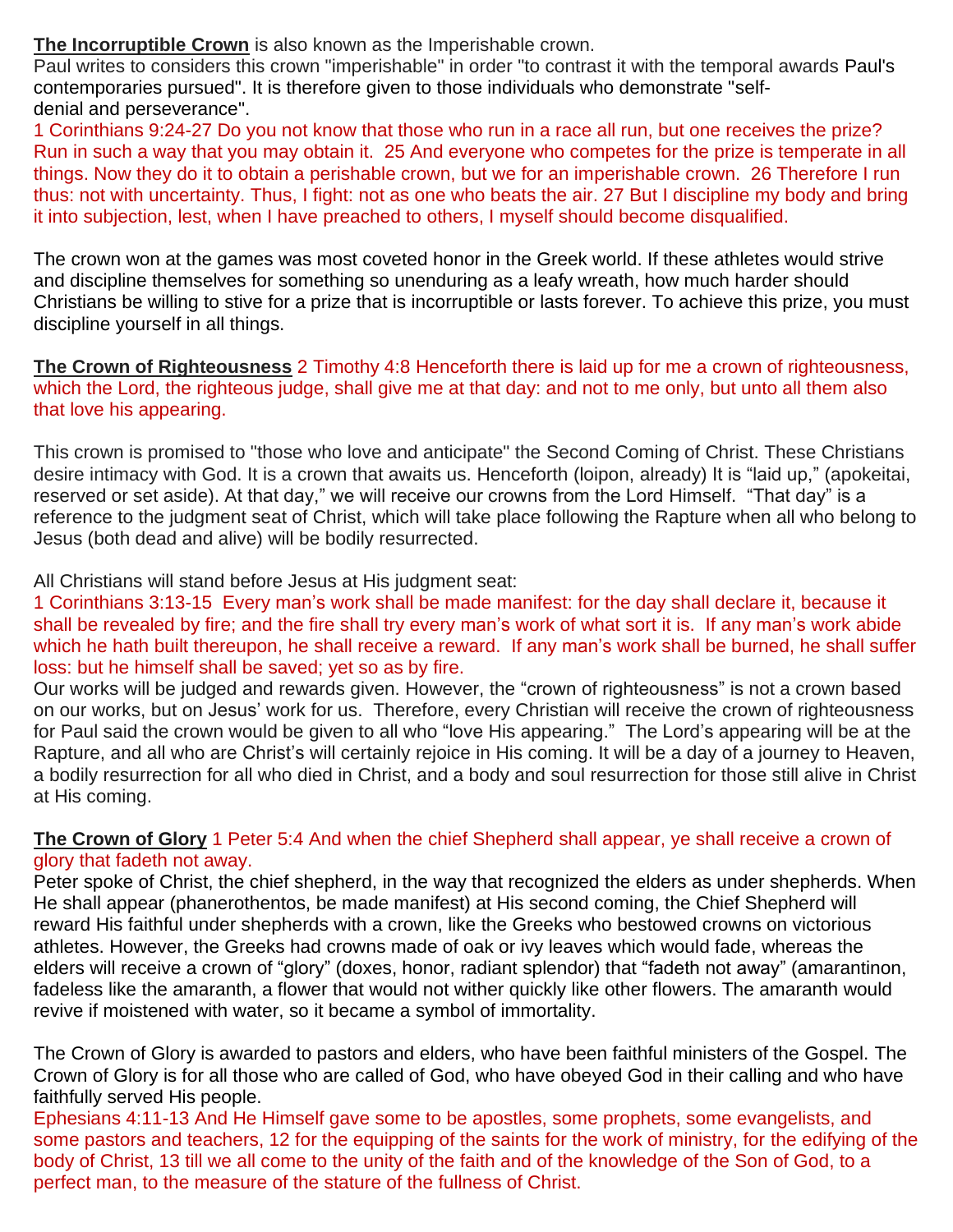**<u>The Incorruptible Crown</u>** is also known as the Imperishable crown.
Paul writes to considers this crown "imperishable" in order "to contrast it with the temporal awards Paul's contemporaries pursued". It is therefore given to those individuals who demonstrate "self-denial and perseverance".

1 Corinthians 9:24-27 Do you not know that those who run in a race all run, but one receives the prize? Run in such a way that you may obtain it. 25 And everyone who competes for the prize is temperate in all things. Now they do it to obtain a perishable crown, but we for an imperishable crown. 26 Therefore I run thus: not with uncertainty. Thus, I fight: not as one who beats the air. 27 But I discipline my body and bring it into subjection, lest, when I have preached to others, I myself should become disqualified.

The crown won at the games was most coveted honor in the Greek world. If these athletes would strive and discipline themselves for something so unenduring as a leafy wreath, how much harder should Christians be willing to stive for a prize that is incorruptible or lasts forever. To achieve this prize, you must discipline yourself in all things.

**<u>The Crown of Righteousness</u>** 2 Timothy 4:8 Henceforth there is laid up for me a crown of righteousness, which the Lord, the righteous judge, shall give me at that day: and not to me only, but unto all them also that love his appearing.

This crown is promised to "those who love and anticipate" the Second Coming of Christ. These Christians desire intimacy with God. It is a crown that awaits us. Henceforth (loipon, already) It is “laid up,” (apokeitai, reserved or set aside). At that day,” we will receive our crowns from the Lord Himself. “That day” is a reference to the judgment seat of Christ, which will take place following the Rapture when all who belong to Jesus (both dead and alive) will be bodily resurrected.

All Christians will stand before Jesus at His judgment seat:
1 Corinthians 3:13-15 Every man’s work shall be made manifest: for the day shall declare it, because it shall be revealed by fire; and the fire shall try every man’s work of what sort it is. If any man’s work abide which he hath built thereupon, he shall receive a reward. If any man’s work shall be burned, he shall suffer loss: but he himself shall be saved; yet so as by fire.
Our works will be judged and rewards given. However, the “crown of righteousness” is not a crown based on our works, but on Jesus’ work for us. Therefore, every Christian will receive the crown of righteousness for Paul said the crown would be given to all who “love His appearing.” The Lord’s appearing will be at the Rapture, and all who are Christ’s will certainly rejoice in His coming. It will be a day of a journey to Heaven, a bodily resurrection for all who died in Christ, and a body and soul resurrection for those still alive in Christ at His coming.

**<u>The Crown of Glory</u>** 1 Peter 5:4 And when the chief Shepherd shall appear, ye shall receive a crown of glory that fadeth not away.
Peter spoke of Christ, the chief shepherd, in the way that recognized the elders as under shepherds. When He shall appear (phanerothentos, be made manifest) at His second coming, the Chief Shepherd will reward His faithful under shepherds with a crown, like the Greeks who bestowed crowns on victorious athletes. However, the Greeks had crowns made of oak or ivy leaves which would fade, whereas the elders will receive a crown of “glory” (doxes, honor, radiant splendor) that “fadeth not away” (amarantinon, fadeless like the amaranth, a flower that would not wither quickly like other flowers. The amaranth would revive if moistened with water, so it became a symbol of immortality.

The Crown of Glory is awarded to pastors and elders, who have been faithful ministers of the Gospel. The Crown of Glory is for all those who are called of God, who have obeyed God in their calling and who have faithfully served His people.
Ephesians 4:11-13 And He Himself gave some to be apostles, some prophets, some evangelists, and some pastors and teachers, 12 for the equipping of the saints for the work of ministry, for the edifying of the body of Christ, 13 till we all come to the unity of the faith and of the knowledge of the Son of God, to a perfect man, to the measure of the stature of the fullness of Christ.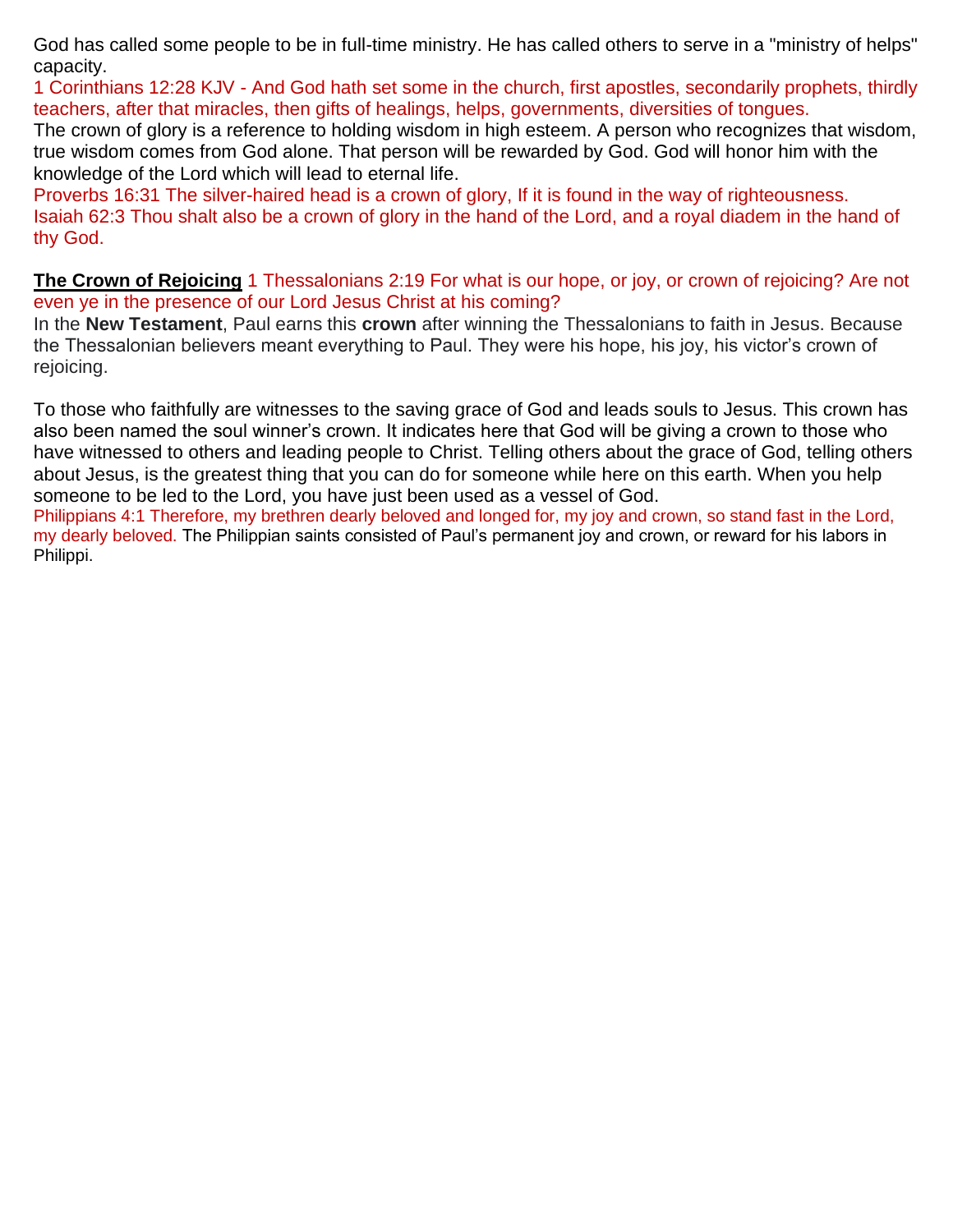God has called some people to be in full-time ministry. He has called others to serve in a "ministry of helps" capacity.

1 Corinthians 12:28 KJV - And God hath set some in the church, first apostles, secondarily prophets, thirdly teachers, after that miracles, then gifts of healings, helps, governments, diversities of tongues.

The crown of glory is a reference to holding wisdom in high esteem. A person who recognizes that wisdom, true wisdom comes from God alone. That person will be rewarded by God. God will honor him with the knowledge of the Lord which will lead to eternal life.

Proverbs 16:31 The silver-haired head is a crown of glory, If it is found in the way of righteousness.
Isaiah 62:3 Thou shalt also be a crown of glory in the hand of the Lord, and a royal diadem in the hand of thy God.

**The Crown of Rejoicing** 1 Thessalonians 2:19 For what is our hope, or joy, or crown of rejoicing? Are not even ye in the presence of our Lord Jesus Christ at his coming?

In the **New Testament**, Paul earns this **crown** after winning the Thessalonians to faith in Jesus. Because the Thessalonian believers meant everything to Paul. They were his hope, his joy, his victor's crown of rejoicing.

To those who faithfully are witnesses to the saving grace of God and leads souls to Jesus. This crown has also been named the soul winner's crown. It indicates here that God will be giving a crown to those who have witnessed to others and leading people to Christ. Telling others about the grace of God, telling others about Jesus, is the greatest thing that you can do for someone while here on this earth. When you help someone to be led to the Lord, you have just been used as a vessel of God.

Philippians 4:1 Therefore, my brethren dearly beloved and longed for, my joy and crown, so stand fast in the Lord, my dearly beloved. The Philippian saints consisted of Paul's permanent joy and crown, or reward for his labors in Philippi.